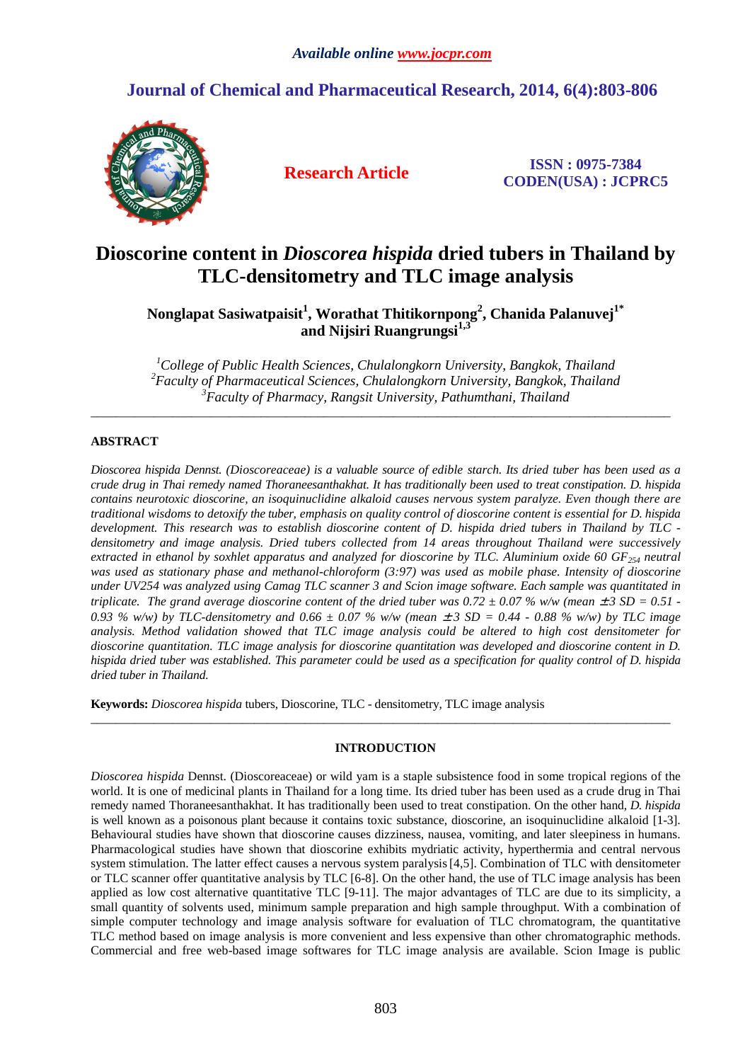*Available online www.jocpr.com*

## Journal of Chemical and Pharmaceutical Research, 2014, 6(4):803-806

**Research Article**

**ISSN : 0975-7384**
**CODEN(USA) : JCPRC5**

# Dioscorine content in *Dioscorea hispida* dried tubers in Thailand by TLC-densitometry and TLC image analysis

**Nonglapat Sasiwatpaisit[1], Worathat Thitikornpong[2], Chanida Palanuvej[1*] and Nijsiri Ruangrungsi[1,3]**

*[1]College of Public Health Sciences, Chulalongkorn University, Bangkok, Thailand*
*[2]Faculty of Pharmaceutical Sciences, Chulalongkorn University, Bangkok, Thailand*
*[3]Faculty of Pharmacy, Rangsit University, Pathumthani, Thailand*

---

## ABSTRACT

*Dioscorea hispida Dennst. (Dioscoreaceae) is a valuable source of edible starch. Its dried tuber has been used as a crude drug in Thai remedy named Thoraneesanthakhat. It has traditionally been used to treat constipation. D. hispida contains neurotoxic dioscorine, an isoquinuclidine alkaloid causes nervous system paralyze. Even though there are traditional wisdoms to detoxify the tuber, emphasis on quality control of dioscorine content is essential for D. hispida development. This research was to establish dioscorine content of D. hispida dried tubers in Thailand by TLC - densitometry and image analysis. Dried tubers collected from 14 areas throughout Thailand were successively extracted in ethanol by soxhlet apparatus and analyzed for dioscorine by TLC. Aluminium oxide 60 $GF_{254}$ neutral was used as stationary phase and methanol-chloroform (3:97) was used as mobile phase. Intensity of dioscorine under UV254 was analyzed using Camag TLC scanner 3 and Scion image software. Each sample was quantitated in triplicate. The grand average dioscorine content of the dried tuber was 0.72 ± 0.07 % w/w (mean ± 3 SD = 0.51 - 0.93 % w/w) by TLC-densitometry and 0.66 ± 0.07 % w/w (mean ± 3 SD = 0.44 - 0.88 % w/w) by TLC image analysis. Method validation showed that TLC image analysis could be altered to high cost densitometer for dioscorine quantitation. TLC image analysis for dioscorine quantitation was developed and dioscorine content in D. hispida dried tuber was established. This parameter could be used as a specification for quality control of D. hispida dried tuber in Thailand.*

**Keywords:** *Dioscorea hispida* tubers, Dioscorine, TLC - densitometry, TLC image analysis

---

## INTRODUCTION

*Dioscorea hispida* Dennst. (Dioscoreaceae) or wild yam is a staple subsistence food in some tropical regions of the world. It is one of medicinal plants in Thailand for a long time. Its dried tuber has been used as a crude drug in Thai remedy named Thoraneesanthakhat. It has traditionally been used to treat constipation. On the other hand, *D. hispida* is well known as a poisonous plant because it contains toxic substance, dioscorine, an isoquinuclidine alkaloid [1-3]. Behavioural studies have shown that dioscorine causes dizziness, nausea, vomiting, and later sleepiness in humans. Pharmacological studies have shown that dioscorine exhibits mydriatic activity, hyperthermia and central nervous system stimulation. The latter effect causes a nervous system paralysis [4,5]. Combination of TLC with densitometer or TLC scanner offer quantitative analysis by TLC [6-8]. On the other hand, the use of TLC image analysis has been applied as low cost alternative quantitative TLC [9-11]. The major advantages of TLC are due to its simplicity, a small quantity of solvents used, minimum sample preparation and high sample throughput. With a combination of simple computer technology and image analysis software for evaluation of TLC chromatogram, the quantitative TLC method based on image analysis is more convenient and less expensive than other chromatographic methods. Commercial and free web-based image softwares for TLC image analysis are available. Scion Image is public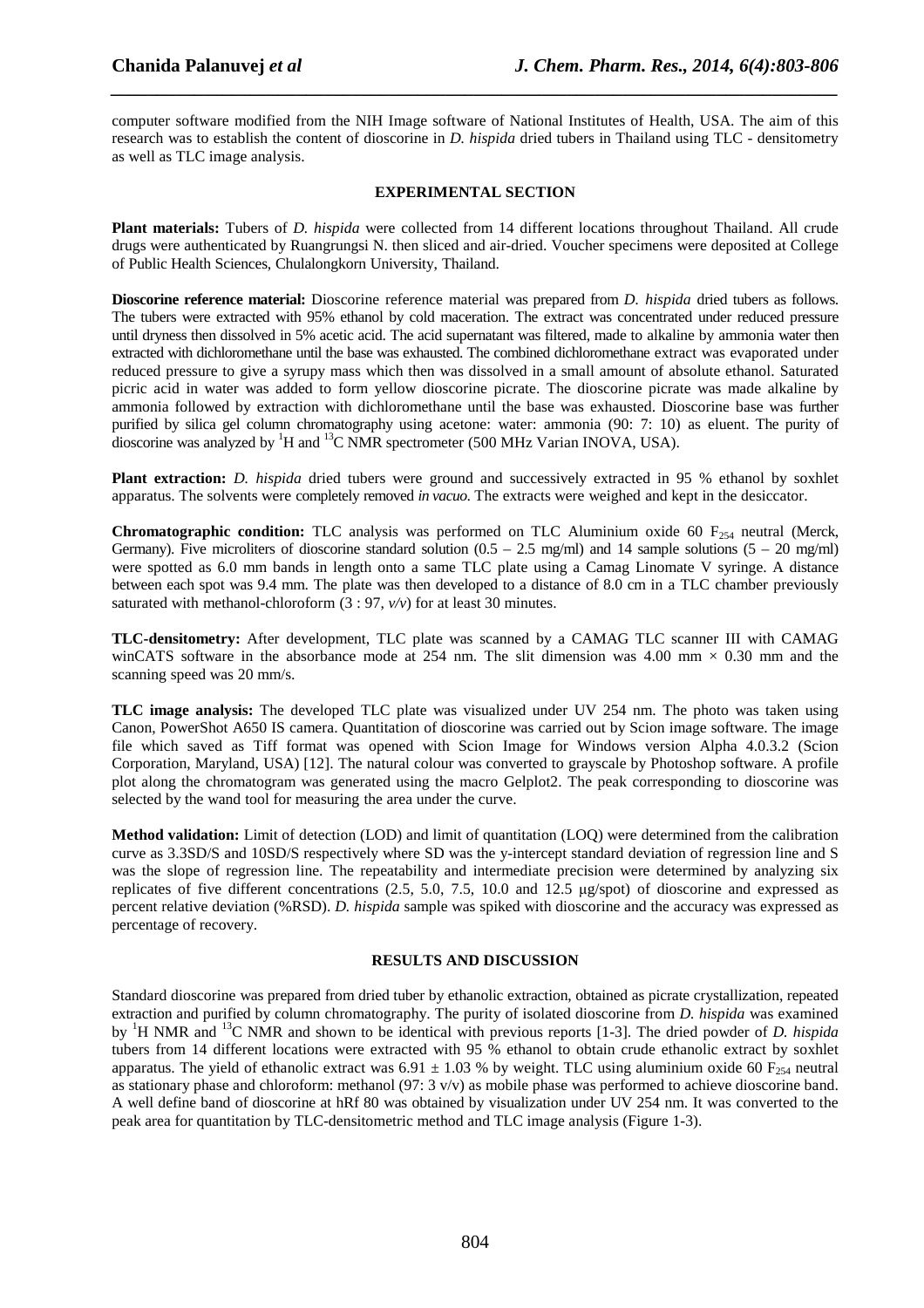computer software modified from the NIH Image software of National Institutes of Health, USA. The aim of this research was to establish the content of dioscorine in *D. hispida* dried tubers in Thailand using TLC - densitometry as well as TLC image analysis.

## EXPERIMENTAL SECTION

**Plant materials:** Tubers of *D. hispida* were collected from 14 different locations throughout Thailand. All crude drugs were authenticated by Ruangrungsi N. then sliced and air-dried. Voucher specimens were deposited at College of Public Health Sciences, Chulalongkorn University, Thailand.

**Dioscorine reference material:** Dioscorine reference material was prepared from *D. hispida* dried tubers as follows. The tubers were extracted with 95% ethanol by cold maceration. The extract was concentrated under reduced pressure until dryness then dissolved in 5% acetic acid. The acid supernatant was filtered, made to alkaline by ammonia water then extracted with dichloromethane until the base was exhausted. The combined dichloromethane extract was evaporated under reduced pressure to give a syrupy mass which then was dissolved in a small amount of absolute ethanol. Saturated picric acid in water was added to form yellow dioscorine picrate. The dioscorine picrate was made alkaline by ammonia followed by extraction with dichloromethane until the base was exhausted. Dioscorine base was further purified by silica gel column chromatography using acetone: water: ammonia (90: 7: 10) as eluent. The purity of dioscorine was analyzed by $^{1}H$ and $^{13}C$ NMR spectrometer (500 MHz Varian INOVA, USA).

**Plant extraction:** *D. hispida* dried tubers were ground and successively extracted in 95 % ethanol by soxhlet apparatus. The solvents were completely removed *in vacuo.* The extracts were weighed and kept in the desiccator.

**Chromatographic condition:** TLC analysis was performed on TLC Aluminium oxide 60 $F_{254}$ neutral (Merck, Germany). Five microliters of dioscorine standard solution (0.5 – 2.5 mg/ml) and 14 sample solutions (5 – 20 mg/ml) were spotted as 6.0 mm bands in length onto a same TLC plate using a Camag Linomate V syringe. A distance between each spot was 9.4 mm. The plate was then developed to a distance of 8.0 cm in a TLC chamber previously saturated with methanol-chloroform (3 : 97, *v/v*) for at least 30 minutes.

**TLC-densitometry:** After development, TLC plate was scanned by a CAMAG TLC scanner III with CAMAG winCATS software in the absorbance mode at 254 nm. The slit dimension was 4.00 mm × 0.30 mm and the scanning speed was 20 mm/s.

**TLC image analysis:** The developed TLC plate was visualized under UV 254 nm. The photo was taken using Canon, PowerShot A650 IS camera. Quantitation of dioscorine was carried out by Scion image software. The image file which saved as Tiff format was opened with Scion Image for Windows version Alpha 4.0.3.2 (Scion Corporation, Maryland, USA) [12]. The natural colour was converted to grayscale by Photoshop software. A profile plot along the chromatogram was generated using the macro Gelplot2. The peak corresponding to dioscorine was selected by the wand tool for measuring the area under the curve.

**Method validation:** Limit of detection (LOD) and limit of quantitation (LOQ) were determined from the calibration curve as 3.3SD/S and 10SD/S respectively where SD was the y-intercept standard deviation of regression line and S was the slope of regression line. The repeatability and intermediate precision were determined by analyzing six replicates of five different concentrations (2.5, 5.0, 7.5, 10.0 and 12.5 μg/spot) of dioscorine and expressed as percent relative deviation (%RSD). *D. hispida* sample was spiked with dioscorine and the accuracy was expressed as percentage of recovery.

## RESULTS AND DISCUSSION

Standard dioscorine was prepared from dried tuber by ethanolic extraction, obtained as picrate crystallization, repeated extraction and purified by column chromatography. The purity of isolated dioscorine from *D. hispida* was examined by $^{1}H$ NMR and $^{13}C$ NMR and shown to be identical with previous reports [1-3]. The dried powder of *D. hispida* tubers from 14 different locations were extracted with 95 % ethanol to obtain crude ethanolic extract by soxhlet apparatus. The yield of ethanolic extract was 6.91 ± 1.03 % by weight. TLC using aluminium oxide 60 $F_{254}$ neutral as stationary phase and chloroform: methanol (97: 3 v/v) as mobile phase was performed to achieve dioscorine band. A well define band of dioscorine at hRf 80 was obtained by visualization under UV 254 nm. It was converted to the peak area for quantitation by TLC-densitometric method and TLC image analysis (Figure 1-3).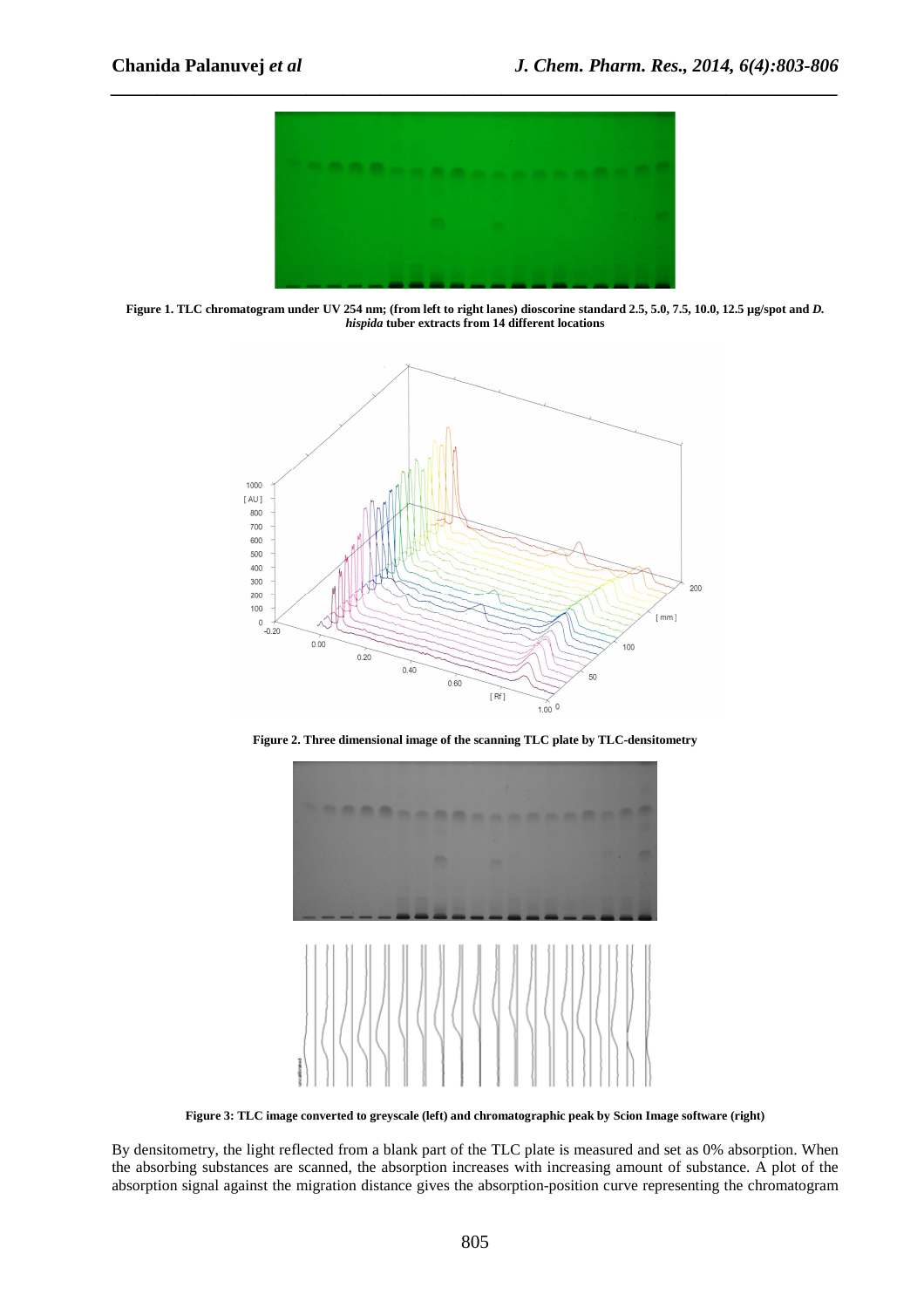Figure 1. TLC chromatogram under UV 254 nm; (from left to right lanes) dioscorine standard 2.5, 5.0, 7.5, 10.0, 12.5 µg/spot and *D. hispida* tuber extracts from 14 different locations

Figure 2. Three dimensional image of the scanning TLC plate by TLC-densitometry

Figure 3: TLC image converted to greyscale (left) and chromatographic peak by Scion Image software (right)

By densitometry, the light reflected from a blank part of the TLC plate is measured and set as 0% absorption. When the absorbing substances are scanned, the absorption increases with increasing amount of substance. A plot of the absorption signal against the migration distance gives the absorption-position curve representing the chromatogram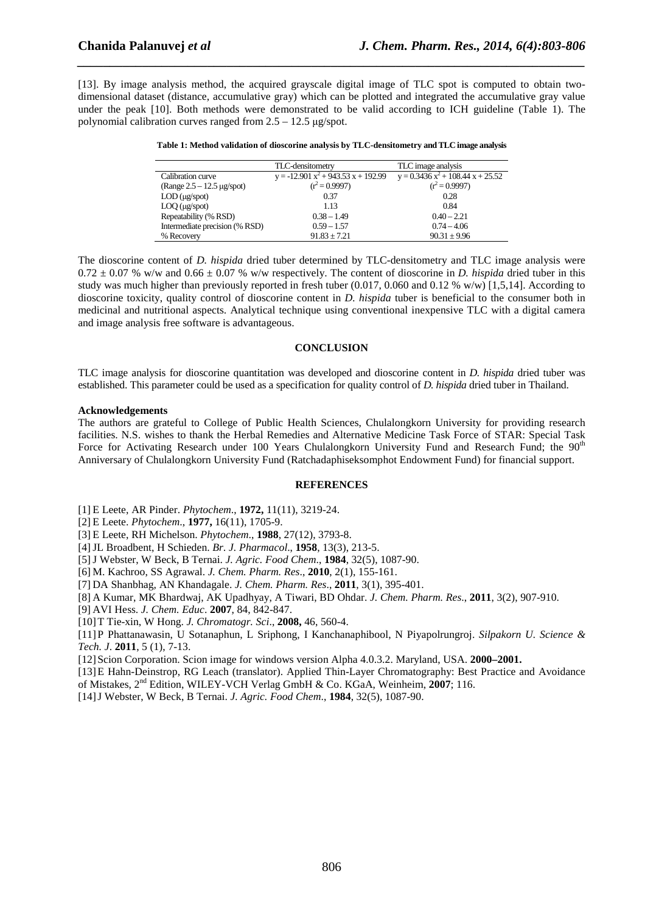[13]. By image analysis method, the acquired grayscale digital image of TLC spot is computed to obtain two-dimensional dataset (distance, accumulative gray) which can be plotted and integrated the accumulative gray value under the peak [10]. Both methods were demonstrated to be valid according to ICH guideline (Table 1). The polynomial calibration curves ranged from 2.5 – 12.5 μg/spot.

**Table 1: Method validation of dioscorine analysis by TLC-densitometry and TLC image analysis**

| | TLC-densitometry | TLC image analysis |
|---|---|---|
| Calibration curve | $y = -12.901\ x^2 + 943.53\ x + 192.99$ | $y = 0.3436\ x^2 + 108.44\ x + 25.52$ |
| (Range 2.5 – 12.5 μg/spot) | ($r^2 = 0.9997$) | ($r^2 = 0.9997$) |
| LOD (μg/spot) | 0.37 | 0.28 |
| LOQ (μg/spot) | 1.13 | 0.84 |
| Repeatability (% RSD) | 0.38 – 1.49 | 0.40 – 2.21 |
| Intermediate precision (% RSD) | 0.59 – 1.57 | 0.74 – 4.06 |
| % Recovery | 91.83 ± 7.21 | 90.31 ± 9.96 |

The dioscorine content of *D. hispida* dried tuber determined by TLC-densitometry and TLC image analysis were 0.72 ± 0.07 % w/w and 0.66 ± 0.07 % w/w respectively. The content of dioscorine in *D. hispida* dried tuber in this study was much higher than previously reported in fresh tuber (0.017, 0.060 and 0.12 % w/w) [1,5,14]. According to dioscorine toxicity, quality control of dioscorine content in *D. hispida* tuber is beneficial to the consumer both in medicinal and nutritional aspects. Analytical technique using conventional inexpensive TLC with a digital camera and image analysis free software is advantageous.

## CONCLUSION

TLC image analysis for dioscorine quantitation was developed and dioscorine content in *D. hispida* dried tuber was established. This parameter could be used as a specification for quality control of *D. hispida* dried tuber in Thailand.

### Acknowledgements

The authors are grateful to College of Public Health Sciences, Chulalongkorn University for providing research facilities. N.S. wishes to thank the Herbal Remedies and Alternative Medicine Task Force of STAR: Special Task Force for Activating Research under 100 Years Chulalongkorn University Fund and Research Fund; the 90th Anniversary of Chulalongkorn University Fund (Ratchadaphiseksomphot Endowment Fund) for financial support.

## REFERENCES

[1] E Leete, AR Pinder. *Phytochem*., **1972,** 11(11), 3219-24.

[2] E Leete. *Phytochem*., **1977,** 16(11), 1705-9.

[3] E Leete, RH Michelson. *Phytochem*., **1988**, 27(12), 3793-8.

[4] JL Broadbent, H Schieden. *Br. J. Pharmacol*., **1958**, 13(3), 213-5.

[5] J Webster, W Beck, B Ternai. *J. Agric. Food Chem*., **1984**, 32(5), 1087-90.

[6] M. Kachroo, SS Agrawal. *J. Chem. Pharm. Res*., **2010**, 2(1), 155-161.

[7] DA Shanbhag, AN Khandagale. *J. Chem. Pharm. Res*., **2011**, 3(1), 395-401.

[8] A Kumar, MK Bhardwaj, AK Upadhyay, A Tiwari, BD Ohdar. *J. Chem. Pharm. Res*., **2011**, 3(2), 907-910.

[9] AVI Hess. *J. Chem. Educ*. **2007**, 84, 842-847.

[10] T Tie-xin, W Hong. *J. Chromatogr. Sci*., **2008,** 46, 560-4.

[11] P Phattanawasin, U Sotanaphun, L Sriphong, I Kanchanaphibool, N Piyapolrungroj. *Silpakorn U. Science & Tech. J*. **2011**, 5 (1), 7-13.

[12] Scion Corporation. Scion image for windows version Alpha 4.0.3.2. Maryland, USA. **2000–2001.**

[13] E Hahn-Deinstrop, RG Leach (translator). Applied Thin-Layer Chromatography: Best Practice and Avoidance of Mistakes, 2nd Edition, WILEY-VCH Verlag GmbH & Co. KGaA, Weinheim, **2007**; 116.

[14] J Webster, W Beck, B Ternai. *J. Agric. Food Chem*., **1984**, 32(5), 1087-90.